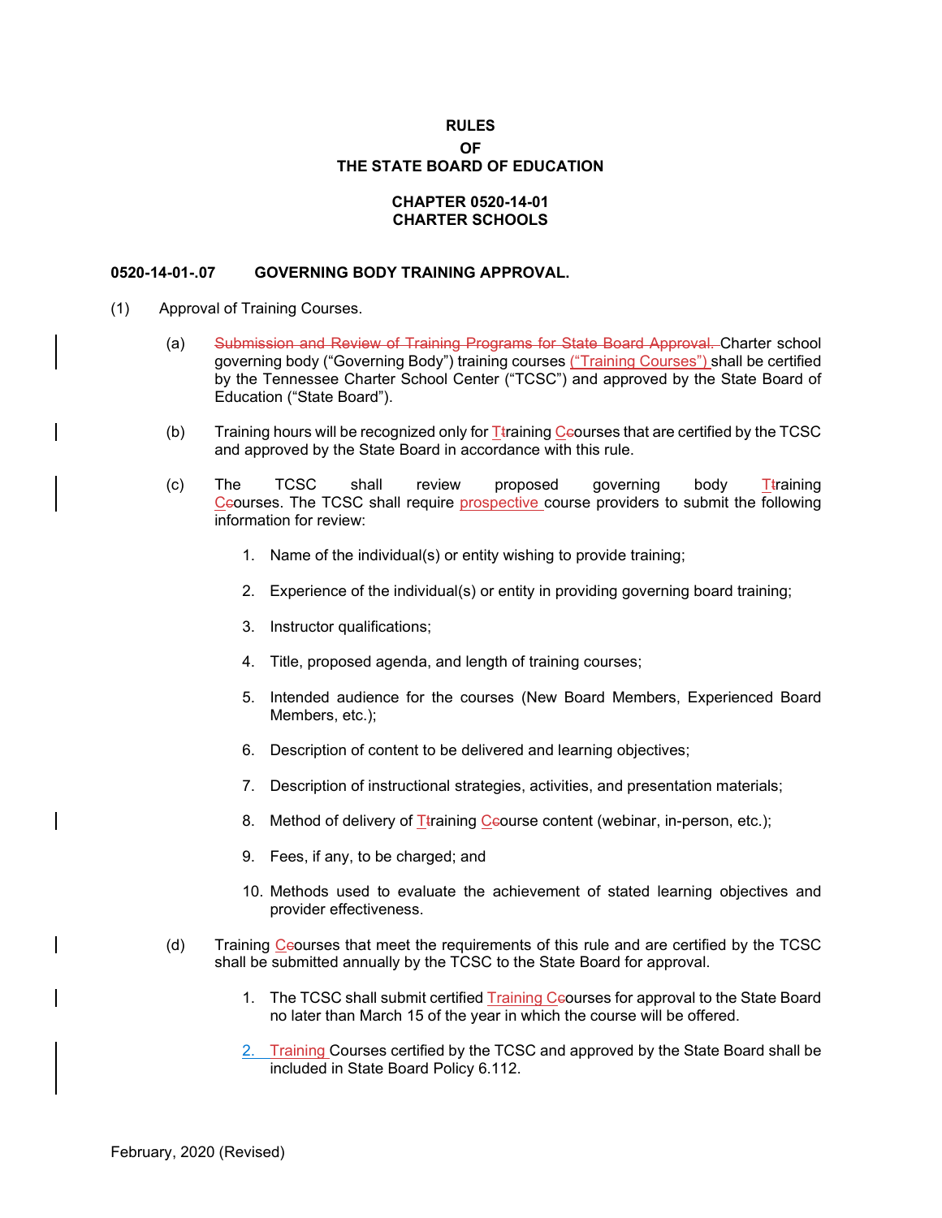**RULES**
**OF**
**THE STATE BOARD OF EDUCATION**

**CHAPTER 0520-14-01**
**CHARTER SCHOOLS**

**0520-14-01-.07 GOVERNING BODY TRAINING APPROVAL.**

(1) Approval of Training Courses.

(a) ~~Submission and Review of Training Programs for State Board Approval.~~ Charter school governing body ("Governing Body") training courses ("Training Courses") shall be certified by the Tennessee Charter School Center ("TCSC") and approved by the State Board of Education ("State Board").

(b) Training hours will be recognized only for T~~t~~raining C~~c~~ourses that are certified by the TCSC and approved by the State Board in accordance with this rule.

(c) The TCSC shall review proposed governing body T~~t~~raining C~~c~~ourses. The TCSC shall require prospective course providers to submit the following information for review:

1. Name of the individual(s) or entity wishing to provide training;

2. Experience of the individual(s) or entity in providing governing board training;

3. Instructor qualifications;

4. Title, proposed agenda, and length of training courses;

5. Intended audience for the courses (New Board Members, Experienced Board Members, etc.);

6. Description of content to be delivered and learning objectives;

7. Description of instructional strategies, activities, and presentation materials;

8. Method of delivery of T~~t~~raining C~~c~~ourse content (webinar, in-person, etc.);

9. Fees, if any, to be charged; and

10. Methods used to evaluate the achievement of stated learning objectives and provider effectiveness.

(d) Training C~~c~~ourses that meet the requirements of this rule and are certified by the TCSC shall be submitted annually by the TCSC to the State Board for approval.

1. The TCSC shall submit certified Training C~~c~~ourses for approval to the State Board no later than March 15 of the year in which the course will be offered.

2. Training Courses certified by the TCSC and approved by the State Board shall be included in State Board Policy 6.112.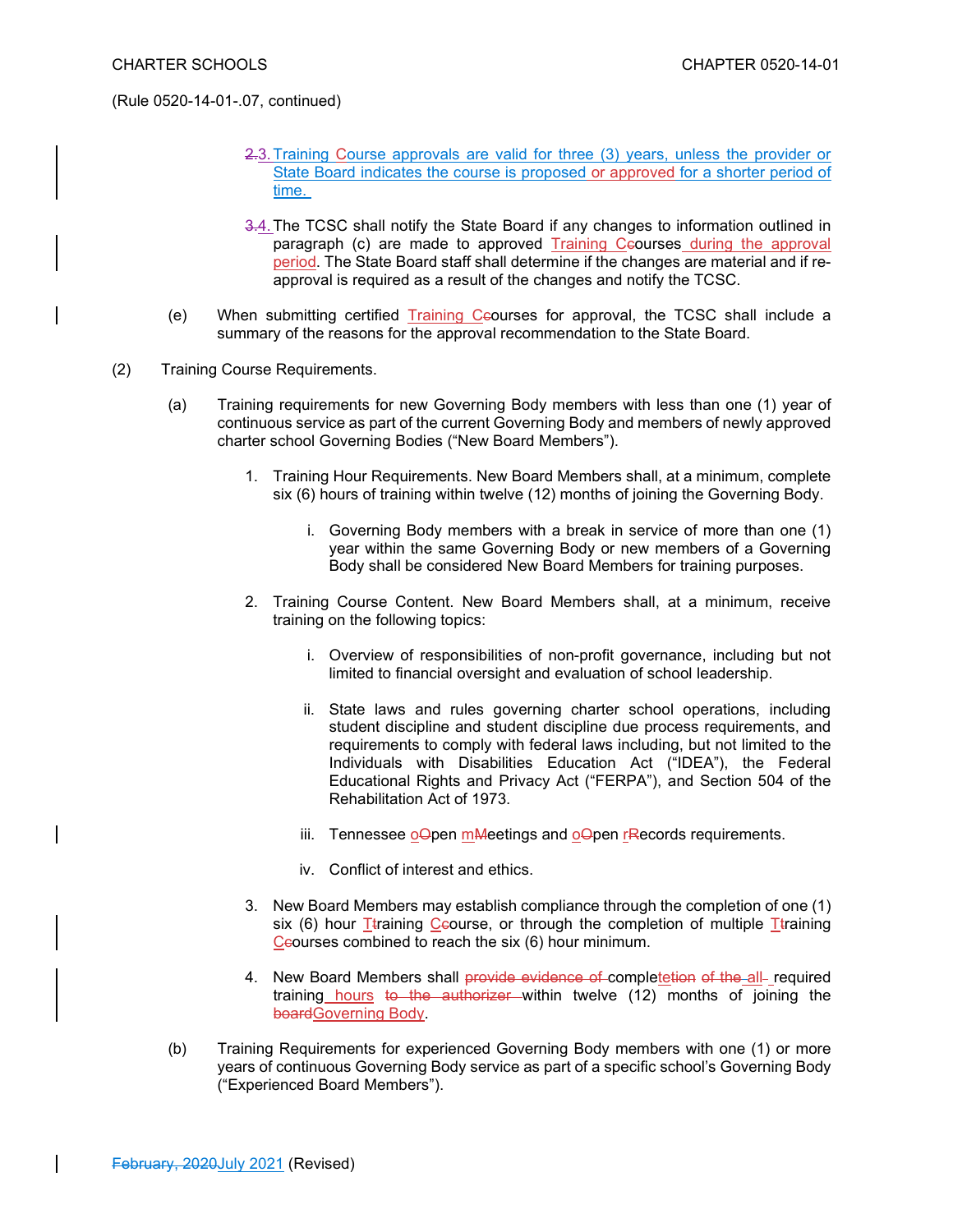(Rule 0520-14-01-.07, continued)

2.3. Training Course approvals are valid for three (3) years, unless the provider or State Board indicates the course is proposed or approved for a shorter period of time.

3.4. The TCSC shall notify the State Board if any changes to information outlined in paragraph (c) are made to approved Training CCourses during the approval period. The State Board staff shall determine if the changes are material and if re-approval is required as a result of the changes and notify the TCSC.

(e) When submitting certified Training CCourses for approval, the TCSC shall include a summary of the reasons for the approval recommendation to the State Board.

(2) Training Course Requirements.

(a) Training requirements for new Governing Body members with less than one (1) year of continuous service as part of the current Governing Body and members of newly approved charter school Governing Bodies ("New Board Members").

1. Training Hour Requirements. New Board Members shall, at a minimum, complete six (6) hours of training within twelve (12) months of joining the Governing Body.

   i. Governing Body members with a break in service of more than one (1) year within the same Governing Body or new members of a Governing Body shall be considered New Board Members for training purposes.

2. Training Course Content. New Board Members shall, at a minimum, receive training on the following topics:

   i. Overview of responsibilities of non-profit governance, including but not limited to financial oversight and evaluation of school leadership.

   ii. State laws and rules governing charter school operations, including student discipline and student discipline due process requirements, and requirements to comply with federal laws including, but not limited to the Individuals with Disabilities Education Act ("IDEA"), the Federal Educational Rights and Privacy Act ("FERPA"), and Section 504 of the Rehabilitation Act of 1973.

   iii. Tennessee oOpen mMeetings and oOpen rRecords requirements.

   iv. Conflict of interest and ethics.

3. New Board Members may establish compliance through the completion of one (1) six (6) hour TTraining CCourse, or through the completion of multiple TTraining CCourses combined to reach the six (6) hour minimum.

4. New Board Members shall ~~provide evidence of~~ completetion ~~of the all~~ required training hours ~~to the authorizer~~ within twelve (12) months of joining the ~~board~~Governing Body.

(b) Training Requirements for experienced Governing Body members with one (1) or more years of continuous Governing Body service as part of a specific school's Governing Body ("Experienced Board Members").

~~February, 2020~~July 2021 (Revised)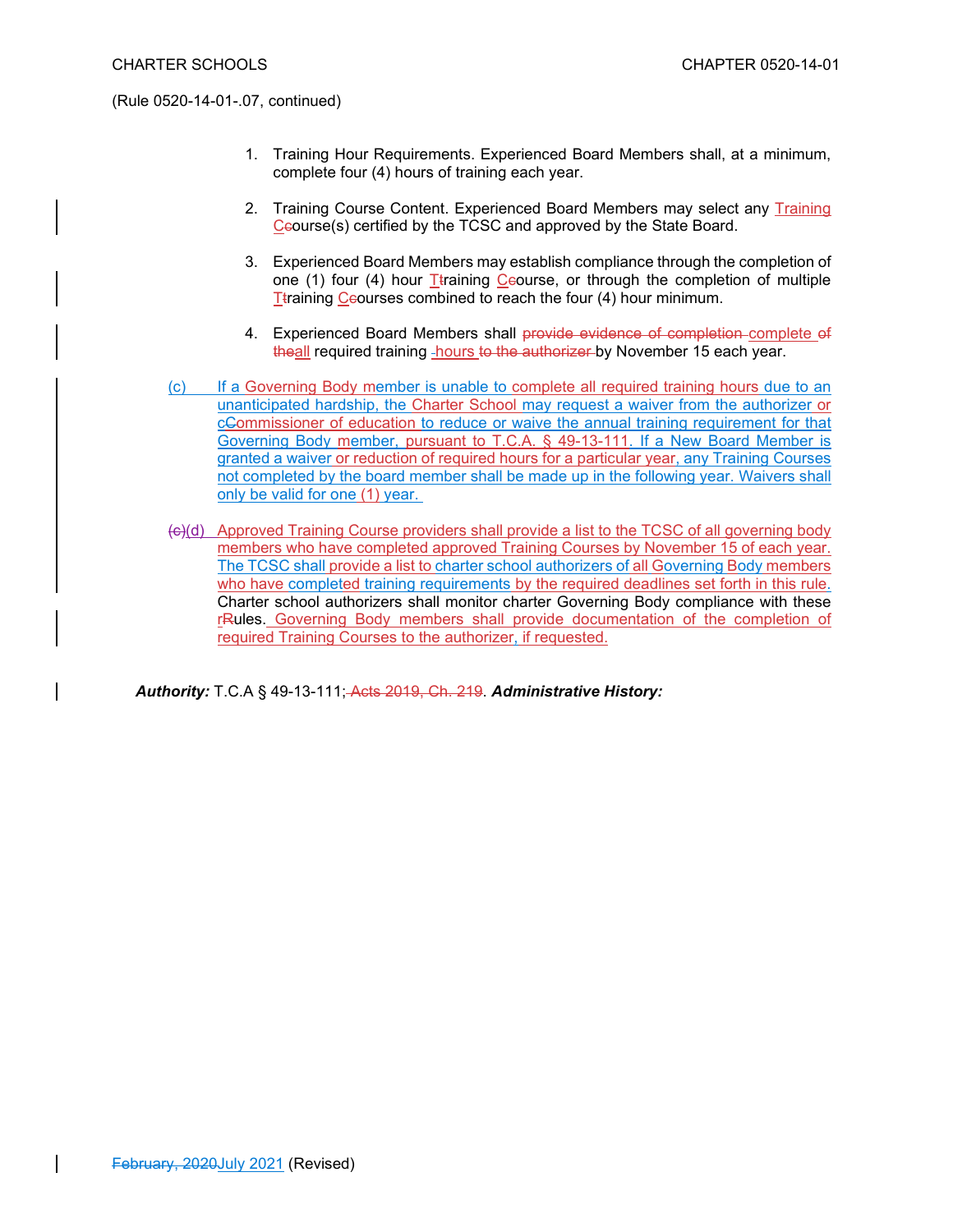(Rule 0520-14-01-.07, continued)

1. Training Hour Requirements. Experienced Board Members shall, at a minimum, complete four (4) hours of training each year.

2. Training Course Content. Experienced Board Members may select any Training Ccourse(s) certified by the TCSC and approved by the State Board.

3. Experienced Board Members may establish compliance through the completion of one (1) four (4) hour Ttraining Ccourse, or through the completion of multiple Ttraining Ccourses combined to reach the four (4) hour minimum.

4. Experienced Board Members shall provide evidence of completion complete of theall required training hours to the authorizer by November 15 each year.

(c) If a Governing Body member is unable to complete all required training hours due to an unanticipated hardship, the Charter School may request a waiver from the authorizer or cCommissioner of education to reduce or waive the annual training requirement for that Governing Body member, pursuant to T.C.A. § 49-13-111. If a New Board Member is granted a waiver or reduction of required hours for a particular year, any Training Courses not completed by the board member shall be made up in the following year. Waivers shall only be valid for one (1) year.

(c)(d) Approved Training Course providers shall provide a list to the TCSC of all governing body members who have completed approved Training Courses by November 15 of each year. The TCSC shall provide a list to charter school authorizers of all Governing Body members who have completed training requirements by the required deadlines set forth in this rule. Charter school authorizers shall monitor charter Governing Body compliance with these rRules. Governing Body members shall provide documentation of the completion of required Training Courses to the authorizer, if requested.

***Authority:*** T.C.A § 49-13-111; Acts 2019, Ch. 219. ***Administrative History:***

February, 2020July 2021 (Revised)